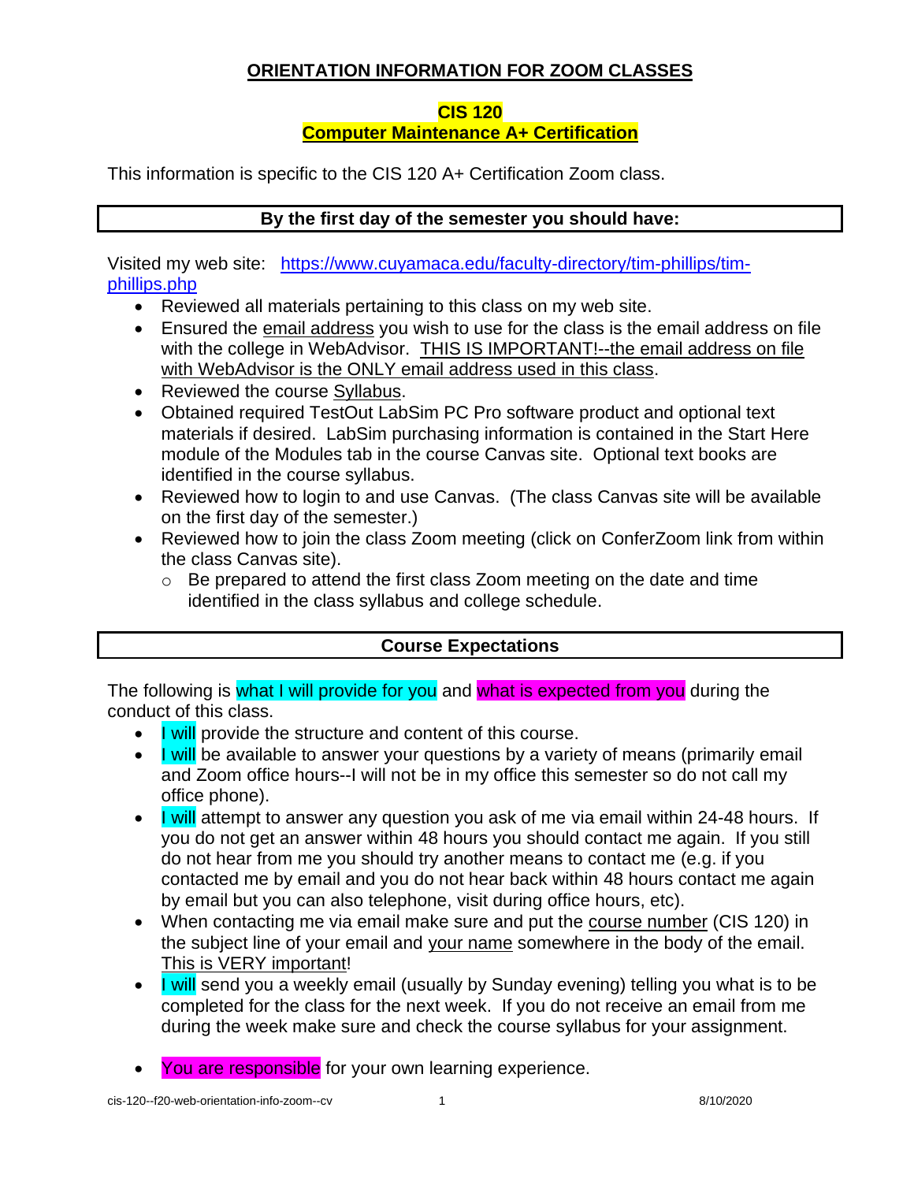# ORIENTATION INFORMATION FOR ZOOM CLASSES

## CIS 120
## Computer Maintenance A+ Certification

This information is specific to the CIS 120 A+ Certification Zoom class.

### By the first day of the semester you should have:

Visited my web site: https://www.cuyamaca.edu/faculty-directory/tim-phillips/tim-phillips.php

- Reviewed all materials pertaining to this class on my web site.
- Ensured the email address you wish to use for the class is the email address on file with the college in WebAdvisor. THIS IS IMPORTANT!--the email address on file with WebAdvisor is the ONLY email address used in this class.
- Reviewed the course Syllabus.
- Obtained required TestOut LabSim PC Pro software product and optional text materials if desired. LabSim purchasing information is contained in the Start Here module of the Modules tab in the course Canvas site. Optional text books are identified in the course syllabus.
- Reviewed how to login to and use Canvas. (The class Canvas site will be available on the first day of the semester.)
- Reviewed how to join the class Zoom meeting (click on ConferZoom link from within the class Canvas site).
  - Be prepared to attend the first class Zoom meeting on the date and time identified in the class syllabus and college schedule.

### Course Expectations

The following is what I will provide for you and what is expected from you during the conduct of this class.

- I will provide the structure and content of this course.
- I will be available to answer your questions by a variety of means (primarily email and Zoom office hours--I will not be in my office this semester so do not call my office phone).
- I will attempt to answer any question you ask of me via email within 24-48 hours. If you do not get an answer within 48 hours you should contact me again. If you still do not hear from me you should try another means to contact me (e.g. if you contacted me by email and you do not hear back within 48 hours contact me again by email but you can also telephone, visit during office hours, etc).
- When contacting me via email make sure and put the course number (CIS 120) in the subject line of your email and your name somewhere in the body of the email. This is VERY important!
- I will send you a weekly email (usually by Sunday evening) telling you what is to be completed for the class for the next week. If you do not receive an email from me during the week make sure and check the course syllabus for your assignment.
- You are responsible for your own learning experience.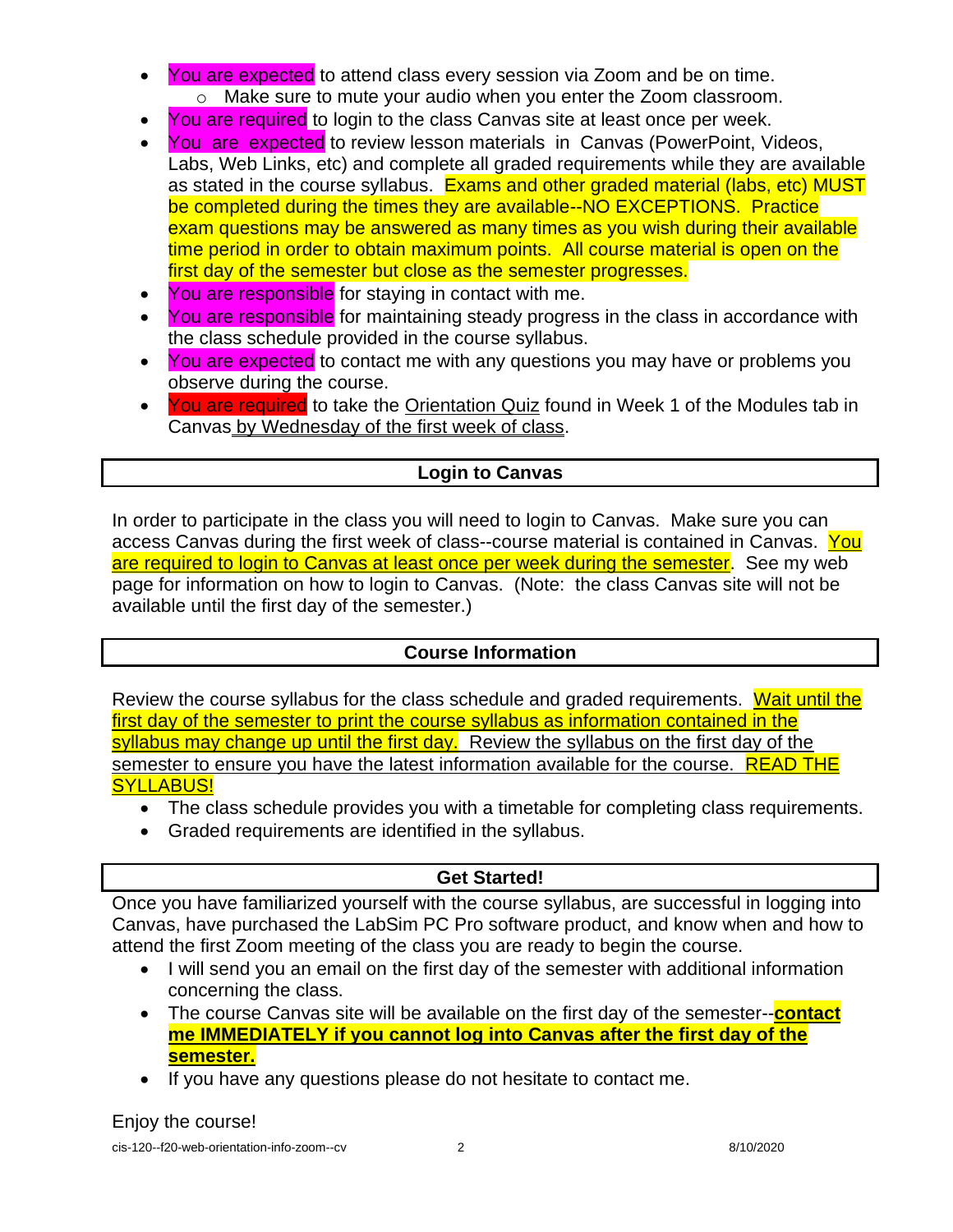- You are expected to attend class every session via Zoom and be on time.
  - Make sure to mute your audio when you enter the Zoom classroom.
- You are required to login to the class Canvas site at least once per week.
- You are expected to review lesson materials in Canvas (PowerPoint, Videos, Labs, Web Links, etc) and complete all graded requirements while they are available as stated in the course syllabus. Exams and other graded material (labs, etc) MUST be completed during the times they are available--NO EXCEPTIONS. Practice exam questions may be answered as many times as you wish during their available time period in order to obtain maximum points. All course material is open on the first day of the semester but close as the semester progresses.
- You are responsible for staying in contact with me.
- You are responsible for maintaining steady progress in the class in accordance with the class schedule provided in the course syllabus.
- You are expected to contact me with any questions you may have or problems you observe during the course.
- You are required to take the Orientation Quiz found in Week 1 of the Modules tab in Canvas by Wednesday of the first week of class.

## Login to Canvas

In order to participate in the class you will need to login to Canvas. Make sure you can access Canvas during the first week of class--course material is contained in Canvas. You are required to login to Canvas at least once per week during the semester. See my web page for information on how to login to Canvas. (Note: the class Canvas site will not be available until the first day of the semester.)

## Course Information

Review the course syllabus for the class schedule and graded requirements. Wait until the first day of the semester to print the course syllabus as information contained in the syllabus may change up until the first day. Review the syllabus on the first day of the semester to ensure you have the latest information available for the course. READ THE SYLLABUS!

- The class schedule provides you with a timetable for completing class requirements.
- Graded requirements are identified in the syllabus.

## Get Started!

Once you have familiarized yourself with the course syllabus, are successful in logging into Canvas, have purchased the LabSim PC Pro software product, and know when and how to attend the first Zoom meeting of the class you are ready to begin the course.

- I will send you an email on the first day of the semester with additional information concerning the class.
- The course Canvas site will be available on the first day of the semester--**contact me IMMEDIATELY if you cannot log into Canvas after the first day of the semester.**
- If you have any questions please do not hesitate to contact me.

Enjoy the course!